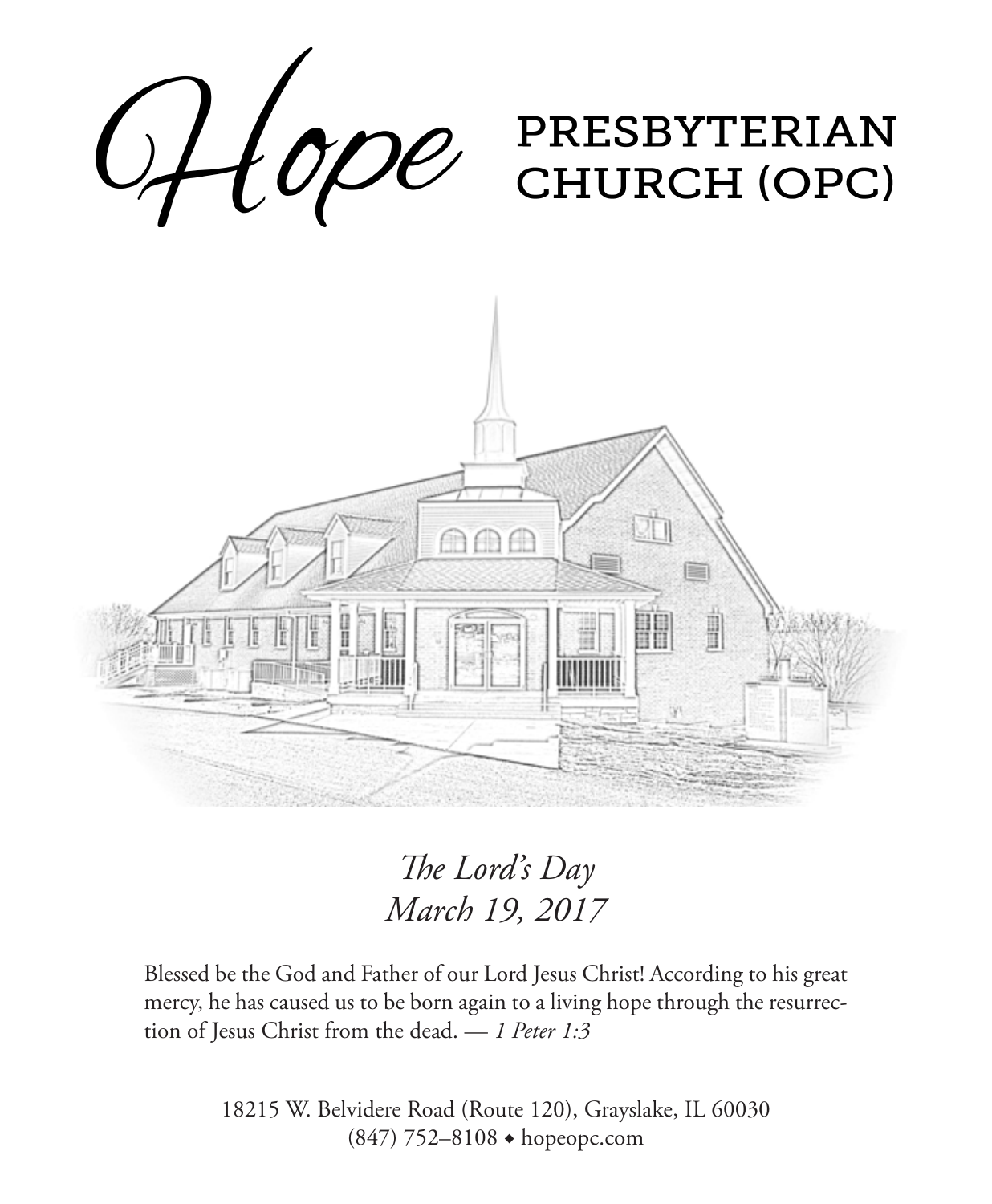# Hope PRESBYTERIAN CHURCH (OPC)

*The Lord's Day*
*March 19, 2017*

Blessed be the God and Father of our Lord Jesus Christ! According to his great mercy, he has caused us to be born again to a living hope through the resurrection of Jesus Christ from the dead. — *1 Peter 1:3*

18215 W. Belvidere Road (Route 120), Grayslake, IL 60030
(847) 752–8108 ◆ hopeopc.com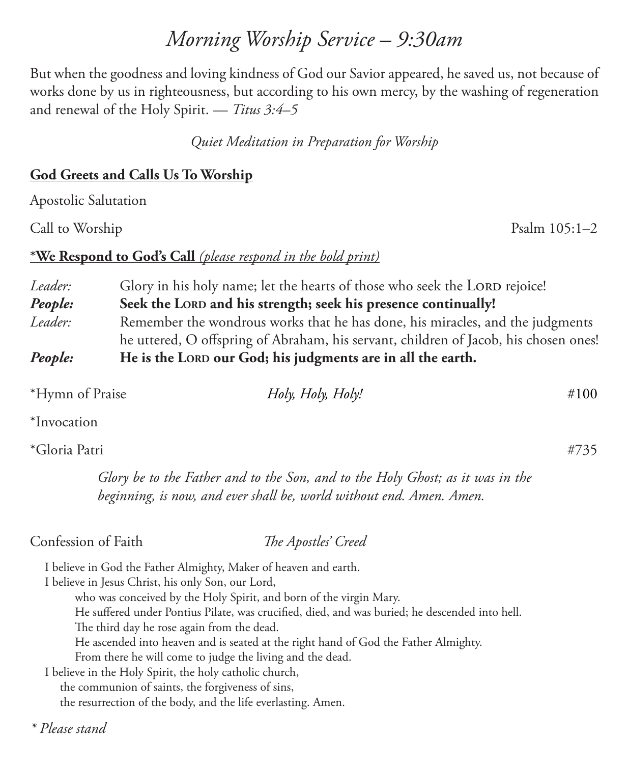# *Morning Worship Service – 9:30am*

But when the goodness and loving kindness of God our Savior appeared, he saved us, not because of works done by us in righteousness, but according to his own mercy, by the washing of regeneration and renewal of the Holy Spirit. — *Titus 3:4–5*

*Quiet Meditation in Preparation for Worship*

**God Greets and Calls Us To Worship**

Apostolic Salutation

Call to Worship — Psalm 105:1–2

***We Respond to God's Call** *(please respond in the bold print)*

*Leader:* Glory in his holy name; let the hearts of those who seek the Lord rejoice!

***People:*** **Seek the Lord and his strength; seek his presence continually!**

*Leader:* Remember the wondrous works that he has done, his miracles, and the judgments he uttered, O offspring of Abraham, his servant, children of Jacob, his chosen ones!

***People:*** **He is the Lord our God; his judgments are in all the earth.**

*Hymn of Praise — *Holy, Holy, Holy!* — #100

*Invocation

*Gloria Patri — #735

*Glory be to the Father and to the Son, and to the Holy Ghost; as it was in the beginning, is now, and ever shall be, world without end. Amen. Amen.*

Confession of Faith — *The Apostles' Creed*

I believe in God the Father Almighty, Maker of heaven and earth.
I believe in Jesus Christ, his only Son, our Lord,
who was conceived by the Holy Spirit, and born of the virgin Mary.
He suffered under Pontius Pilate, was crucified, died, and was buried; he descended into hell.
The third day he rose again from the dead.
He ascended into heaven and is seated at the right hand of God the Father Almighty.
From there he will come to judge the living and the dead.
I believe in the Holy Spirit, the holy catholic church,
the communion of saints, the forgiveness of sins,
the resurrection of the body, and the life everlasting. Amen.

*\* Please stand*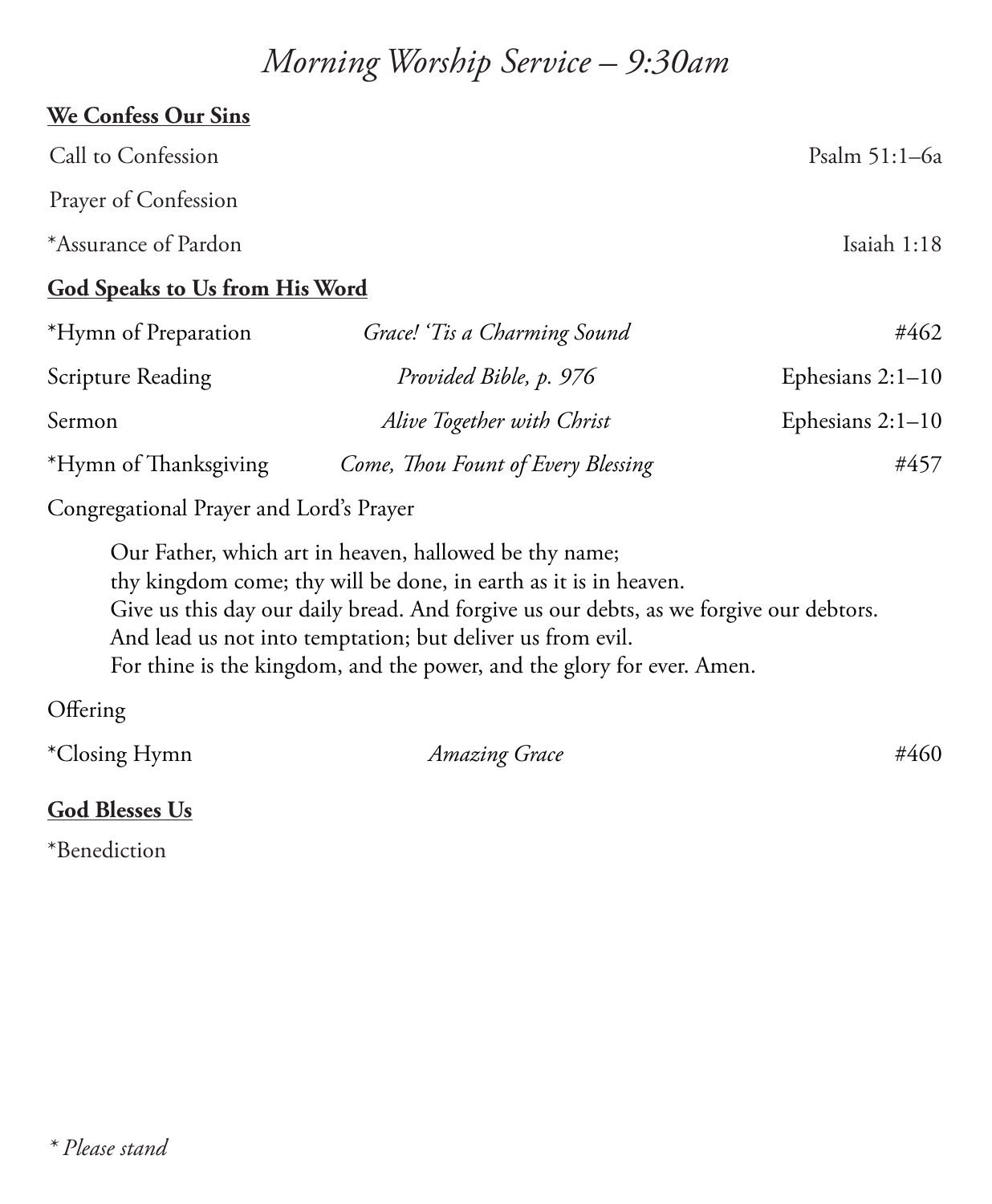# *Morning Worship Service – 9:30am*

**We Confess Our Sins**

| | |
|---|---|
| Call to Confession | Psalm 51:1–6a |
| Prayer of Confession | |
| *Assurance of Pardon | Isaiah 1:18 |

**God Speaks to Us from His Word**

| | | |
|---|---|---|
| *Hymn of Preparation | *Grace! 'Tis a Charming Sound* | #462 |
| Scripture Reading | *Provided Bible, p. 976* | Ephesians 2:1–10 |
| Sermon | *Alive Together with Christ* | Ephesians 2:1–10 |
| *Hymn of Thanksgiving | *Come, Thou Fount of Every Blessing* | #457 |

Congregational Prayer and Lord's Prayer

> Our Father, which art in heaven, hallowed be thy name;
> thy kingdom come; thy will be done, in earth as it is in heaven.
> Give us this day our daily bread. And forgive us our debts, as we forgive our debtors.
> And lead us not into temptation; but deliver us from evil.
> For thine is the kingdom, and the power, and the glory for ever. Amen.

Offering

| | | |
|---|---|---|
| *Closing Hymn | *Amazing Grace* | #460 |

**God Blesses Us**

*Benediction

*\* Please stand*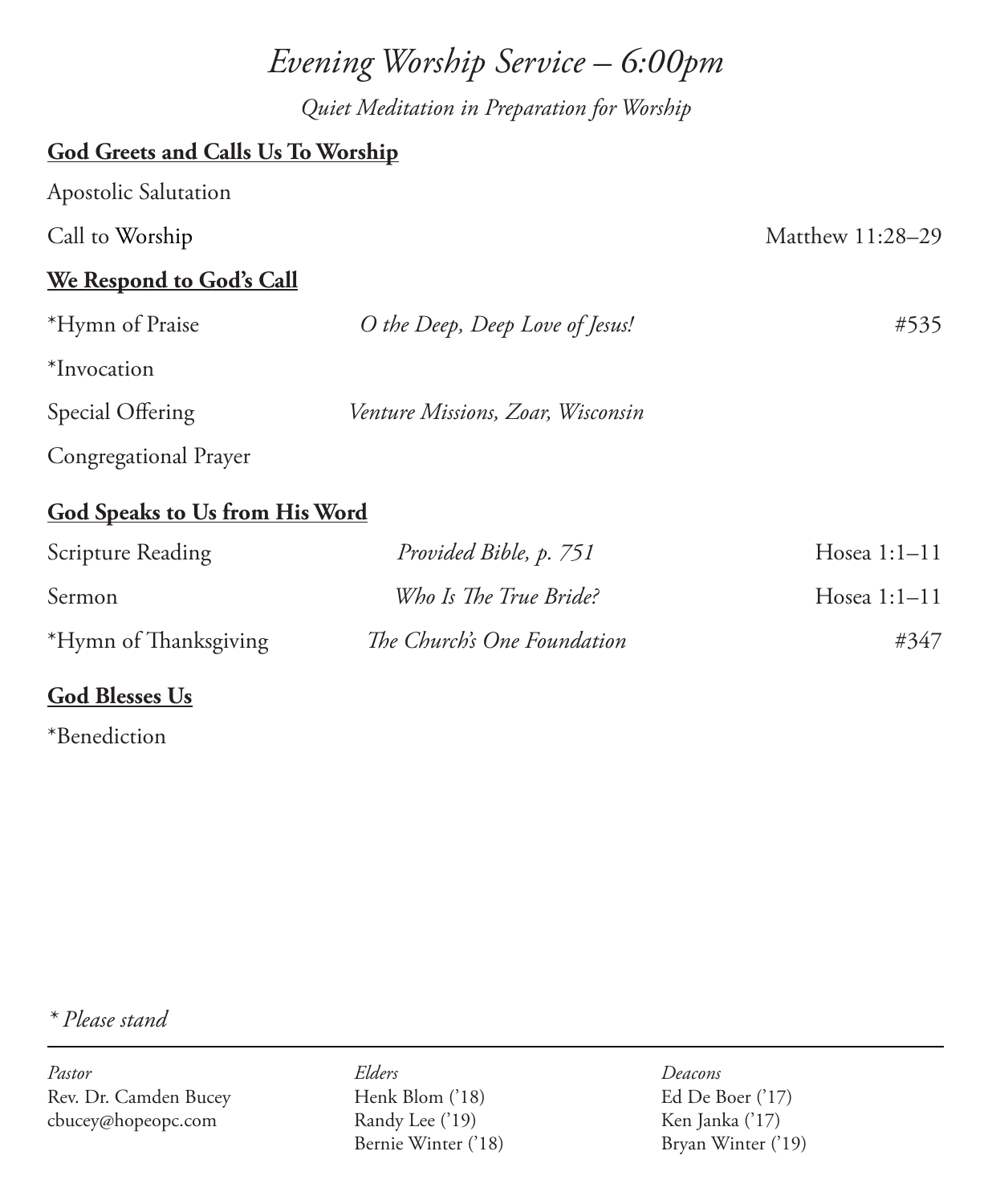# *Evening Worship Service – 6:00pm*

*Quiet Meditation in Preparation for Worship*

**God Greets and Calls Us To Worship**

Apostolic Salutation

Call to Worship — Matthew 11:28–29

**We Respond to God's Call**

*Hymn of Praise — *O the Deep, Deep Love of Jesus!* — #535

*Invocation

Special Offering — *Venture Missions, Zoar, Wisconsin*

Congregational Prayer

**God Speaks to Us from His Word**

Scripture Reading — *Provided Bible, p. 751* — Hosea 1:1–11

Sermon — *Who Is The True Bride?* — Hosea 1:1–11

*Hymn of Thanksgiving — *The Church's One Foundation* — #347

**God Blesses Us**

*Benediction

*\* Please stand*

---

*Pastor*
Rev. Dr. Camden Bucey
cbucey@hopeopc.com

*Elders*
Henk Blom ('18)
Randy Lee ('19)
Bernie Winter ('18)

*Deacons*
Ed De Boer ('17)
Ken Janka ('17)
Bryan Winter ('19)